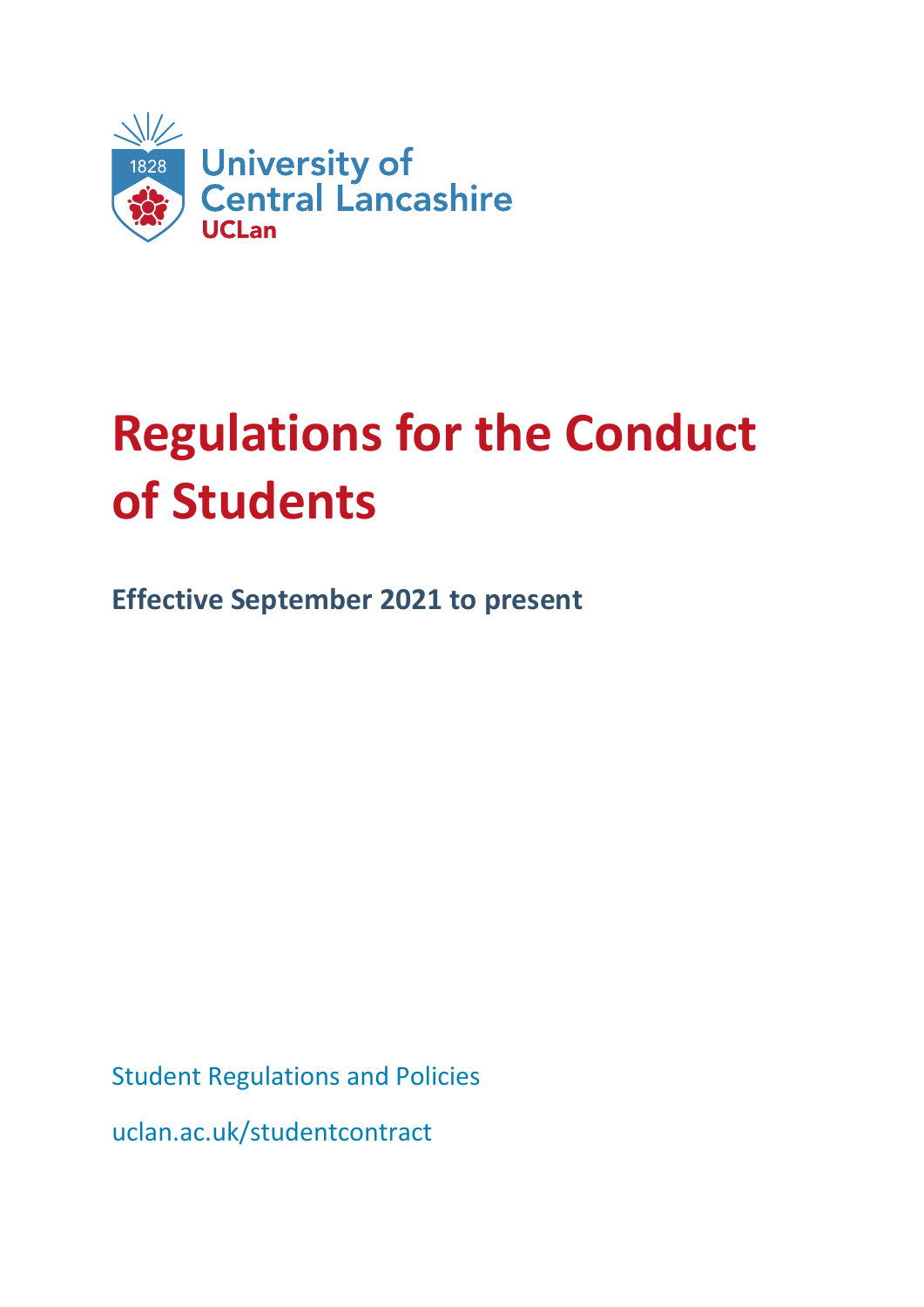University of Central Lancashire

UCLan

# Regulations for the Conduct of Students

**Effective September 2021 to present**

Student Regulations and Policies

uclan.ac.uk/studentcontract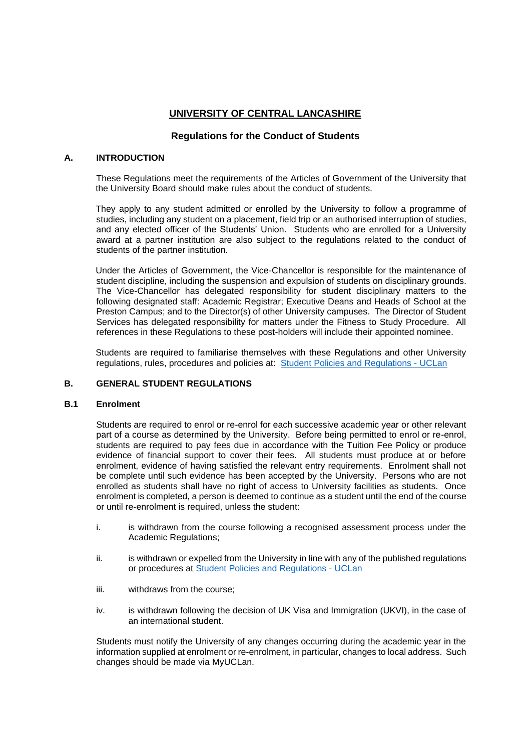# UNIVERSITY OF CENTRAL LANCASHIRE

## Regulations for the Conduct of Students

### A. INTRODUCTION

These Regulations meet the requirements of the Articles of Government of the University that the University Board should make rules about the conduct of students.

They apply to any student admitted or enrolled by the University to follow a programme of studies, including any student on a placement, field trip or an authorised interruption of studies, and any elected officer of the Students' Union. Students who are enrolled for a University award at a partner institution are also subject to the regulations related to the conduct of students of the partner institution.

Under the Articles of Government, the Vice-Chancellor is responsible for the maintenance of student discipline, including the suspension and expulsion of students on disciplinary grounds. The Vice-Chancellor has delegated responsibility for student disciplinary matters to the following designated staff: Academic Registrar; Executive Deans and Heads of School at the Preston Campus; and to the Director(s) of other University campuses. The Director of Student Services has delegated responsibility for matters under the Fitness to Study Procedure. All references in these Regulations to these post-holders will include their appointed nominee.

Students are required to familiarise themselves with these Regulations and other University regulations, rules, procedures and policies at: [Student Policies and Regulations - UCLan]

### B. GENERAL STUDENT REGULATIONS

#### B.1 Enrolment

Students are required to enrol or re-enrol for each successive academic year or other relevant part of a course as determined by the University. Before being permitted to enrol or re-enrol, students are required to pay fees due in accordance with the Tuition Fee Policy or produce evidence of financial support to cover their fees. All students must produce at or before enrolment, evidence of having satisfied the relevant entry requirements. Enrolment shall not be complete until such evidence has been accepted by the University. Persons who are not enrolled as students shall have no right of access to University facilities as students. Once enrolment is completed, a person is deemed to continue as a student until the end of the course or until re-enrolment is required, unless the student:

i. is withdrawn from the course following a recognised assessment process under the Academic Regulations;

ii. is withdrawn or expelled from the University in line with any of the published regulations or procedures at [Student Policies and Regulations - UCLan]

iii. withdraws from the course;

iv. is withdrawn following the decision of UK Visa and Immigration (UKVI), in the case of an international student.

Students must notify the University of any changes occurring during the academic year in the information supplied at enrolment or re-enrolment, in particular, changes to local address. Such changes should be made via MyUCLan.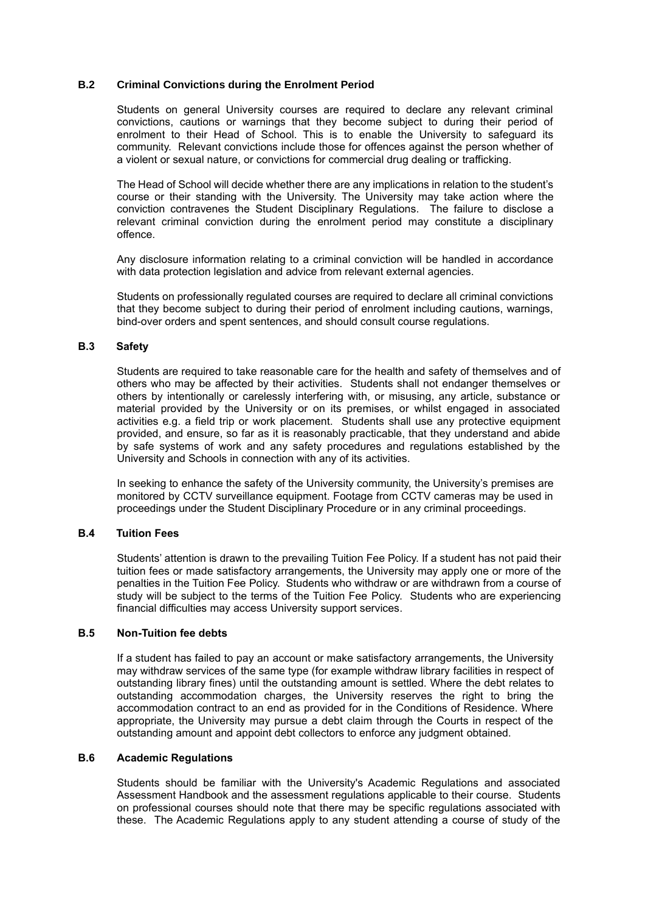### B.2 Criminal Convictions during the Enrolment Period

Students on general University courses are required to declare any relevant criminal convictions, cautions or warnings that they become subject to during their period of enrolment to their Head of School. This is to enable the University to safeguard its community. Relevant convictions include those for offences against the person whether of a violent or sexual nature, or convictions for commercial drug dealing or trafficking.

The Head of School will decide whether there are any implications in relation to the student's course or their standing with the University. The University may take action where the conviction contravenes the Student Disciplinary Regulations. The failure to disclose a relevant criminal conviction during the enrolment period may constitute a disciplinary offence.

Any disclosure information relating to a criminal conviction will be handled in accordance with data protection legislation and advice from relevant external agencies.

Students on professionally regulated courses are required to declare all criminal convictions that they become subject to during their period of enrolment including cautions, warnings, bind-over orders and spent sentences, and should consult course regulations.

### B.3 Safety

Students are required to take reasonable care for the health and safety of themselves and of others who may be affected by their activities. Students shall not endanger themselves or others by intentionally or carelessly interfering with, or misusing, any article, substance or material provided by the University or on its premises, or whilst engaged in associated activities e.g. a field trip or work placement. Students shall use any protective equipment provided, and ensure, so far as it is reasonably practicable, that they understand and abide by safe systems of work and any safety procedures and regulations established by the University and Schools in connection with any of its activities.

In seeking to enhance the safety of the University community, the University's premises are monitored by CCTV surveillance equipment. Footage from CCTV cameras may be used in proceedings under the Student Disciplinary Procedure or in any criminal proceedings.

### B.4 Tuition Fees

Students' attention is drawn to the prevailing Tuition Fee Policy. If a student has not paid their tuition fees or made satisfactory arrangements, the University may apply one or more of the penalties in the Tuition Fee Policy. Students who withdraw or are withdrawn from a course of study will be subject to the terms of the Tuition Fee Policy. Students who are experiencing financial difficulties may access University support services.

### B.5 Non-Tuition fee debts

If a student has failed to pay an account or make satisfactory arrangements, the University may withdraw services of the same type (for example withdraw library facilities in respect of outstanding library fines) until the outstanding amount is settled. Where the debt relates to outstanding accommodation charges, the University reserves the right to bring the accommodation contract to an end as provided for in the Conditions of Residence. Where appropriate, the University may pursue a debt claim through the Courts in respect of the outstanding amount and appoint debt collectors to enforce any judgment obtained.

### B.6 Academic Regulations

Students should be familiar with the University's Academic Regulations and associated Assessment Handbook and the assessment regulations applicable to their course. Students on professional courses should note that there may be specific regulations associated with these. The Academic Regulations apply to any student attending a course of study of the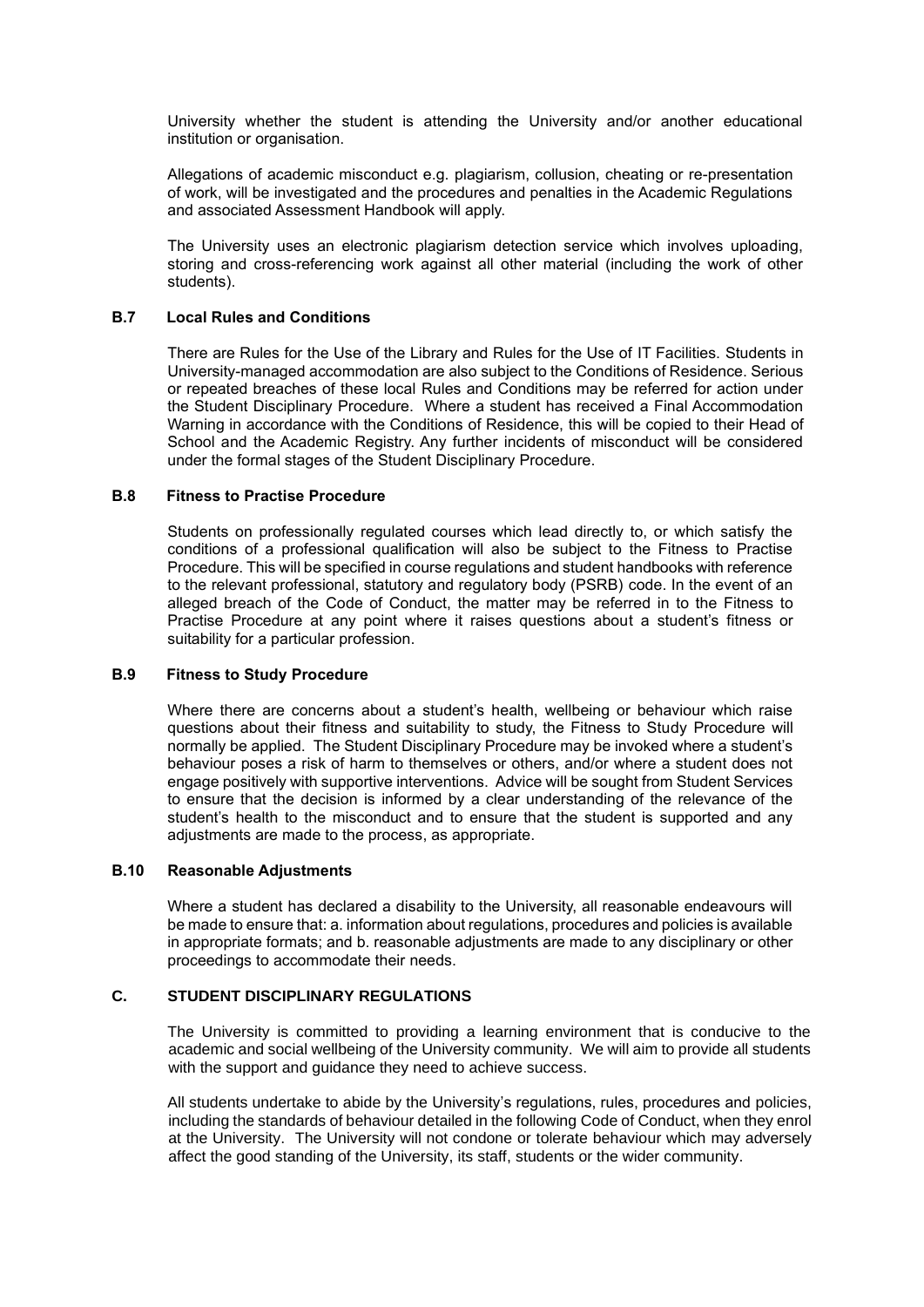University whether the student is attending the University and/or another educational institution or organisation.

Allegations of academic misconduct e.g. plagiarism, collusion, cheating or re-presentation of work, will be investigated and the procedures and penalties in the Academic Regulations and associated Assessment Handbook will apply.

The University uses an electronic plagiarism detection service which involves uploading, storing and cross-referencing work against all other material (including the work of other students).

### B.7 Local Rules and Conditions

There are Rules for the Use of the Library and Rules for the Use of IT Facilities. Students in University-managed accommodation are also subject to the Conditions of Residence. Serious or repeated breaches of these local Rules and Conditions may be referred for action under the Student Disciplinary Procedure. Where a student has received a Final Accommodation Warning in accordance with the Conditions of Residence, this will be copied to their Head of School and the Academic Registry. Any further incidents of misconduct will be considered under the formal stages of the Student Disciplinary Procedure.

### B.8 Fitness to Practise Procedure

Students on professionally regulated courses which lead directly to, or which satisfy the conditions of a professional qualification will also be subject to the Fitness to Practise Procedure. This will be specified in course regulations and student handbooks with reference to the relevant professional, statutory and regulatory body (PSRB) code. In the event of an alleged breach of the Code of Conduct, the matter may be referred in to the Fitness to Practise Procedure at any point where it raises questions about a student's fitness or suitability for a particular profession.

### B.9 Fitness to Study Procedure

Where there are concerns about a student's health, wellbeing or behaviour which raise questions about their fitness and suitability to study, the Fitness to Study Procedure will normally be applied. The Student Disciplinary Procedure may be invoked where a student's behaviour poses a risk of harm to themselves or others, and/or where a student does not engage positively with supportive interventions. Advice will be sought from Student Services to ensure that the decision is informed by a clear understanding of the relevance of the student's health to the misconduct and to ensure that the student is supported and any adjustments are made to the process, as appropriate.

### B.10 Reasonable Adjustments

Where a student has declared a disability to the University, all reasonable endeavours will be made to ensure that: a. information about regulations, procedures and policies is available in appropriate formats; and b. reasonable adjustments are made to any disciplinary or other proceedings to accommodate their needs.

## C. STUDENT DISCIPLINARY REGULATIONS

The University is committed to providing a learning environment that is conducive to the academic and social wellbeing of the University community. We will aim to provide all students with the support and guidance they need to achieve success.

All students undertake to abide by the University's regulations, rules, procedures and policies, including the standards of behaviour detailed in the following Code of Conduct, when they enrol at the University. The University will not condone or tolerate behaviour which may adversely affect the good standing of the University, its staff, students or the wider community.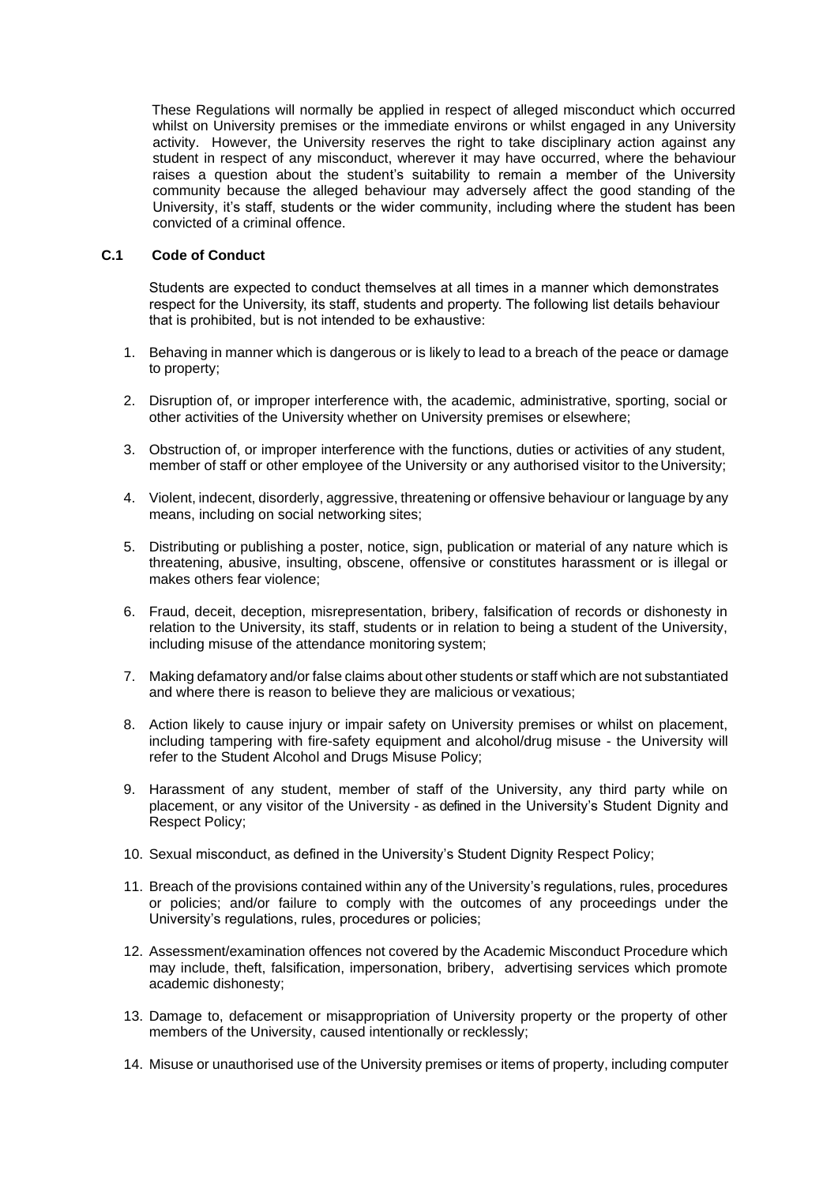These Regulations will normally be applied in respect of alleged misconduct which occurred whilst on University premises or the immediate environs or whilst engaged in any University activity. However, the University reserves the right to take disciplinary action against any student in respect of any misconduct, wherever it may have occurred, where the behaviour raises a question about the student's suitability to remain a member of the University community because the alleged behaviour may adversely affect the good standing of the University, it's staff, students or the wider community, including where the student has been convicted of a criminal offence.

### C.1 Code of Conduct

Students are expected to conduct themselves at all times in a manner which demonstrates respect for the University, its staff, students and property. The following list details behaviour that is prohibited, but is not intended to be exhaustive:

1. Behaving in manner which is dangerous or is likely to lead to a breach of the peace or damage to property;
2. Disruption of, or improper interference with, the academic, administrative, sporting, social or other activities of the University whether on University premises or elsewhere;
3. Obstruction of, or improper interference with the functions, duties or activities of any student, member of staff or other employee of the University or any authorised visitor to the University;
4. Violent, indecent, disorderly, aggressive, threatening or offensive behaviour or language by any means, including on social networking sites;
5. Distributing or publishing a poster, notice, sign, publication or material of any nature which is threatening, abusive, insulting, obscene, offensive or constitutes harassment or is illegal or makes others fear violence;
6. Fraud, deceit, deception, misrepresentation, bribery, falsification of records or dishonesty in relation to the University, its staff, students or in relation to being a student of the University, including misuse of the attendance monitoring system;
7. Making defamatory and/or false claims about other students or staff which are not substantiated and where there is reason to believe they are malicious or vexatious;
8. Action likely to cause injury or impair safety on University premises or whilst on placement, including tampering with fire-safety equipment and alcohol/drug misuse - the University will refer to the Student Alcohol and Drugs Misuse Policy;
9. Harassment of any student, member of staff of the University, any third party while on placement, or any visitor of the University - as defined in the University's Student Dignity and Respect Policy;
10. Sexual misconduct, as defined in the University's Student Dignity Respect Policy;
11. Breach of the provisions contained within any of the University's regulations, rules, procedures or policies; and/or failure to comply with the outcomes of any proceedings under the University's regulations, rules, procedures or policies;
12. Assessment/examination offences not covered by the Academic Misconduct Procedure which may include, theft, falsification, impersonation, bribery, advertising services which promote academic dishonesty;
13. Damage to, defacement or misappropriation of University property or the property of other members of the University, caused intentionally or recklessly;
14. Misuse or unauthorised use of the University premises or items of property, including computer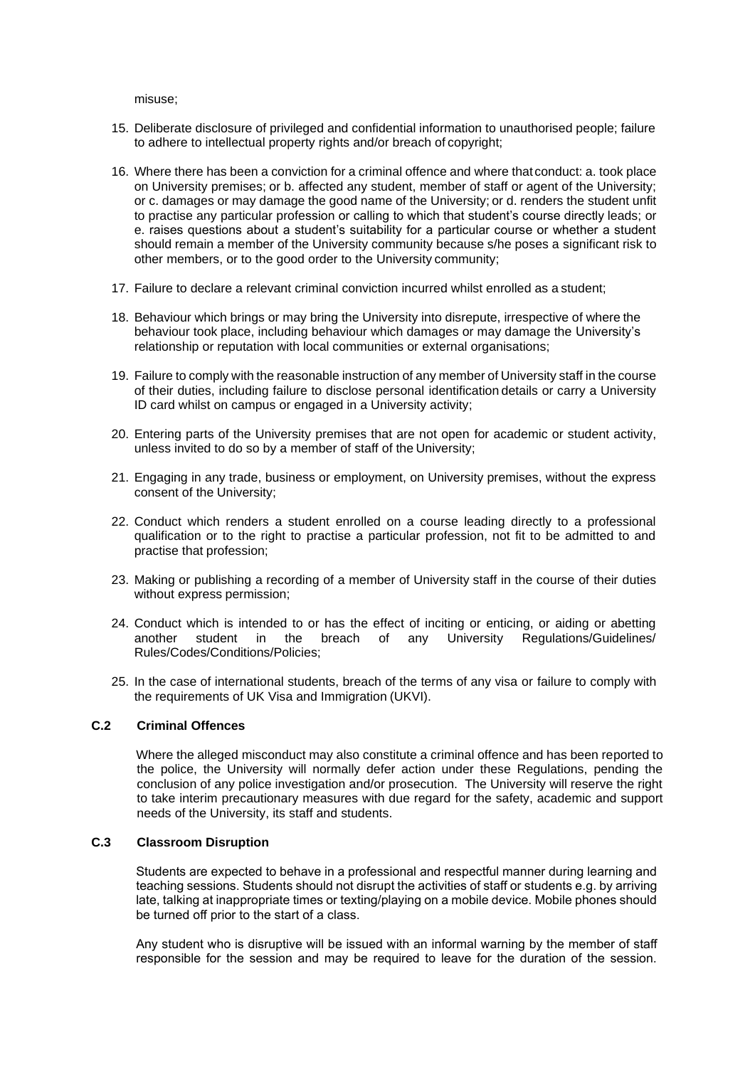misuse;

15. Deliberate disclosure of privileged and confidential information to unauthorised people; failure to adhere to intellectual property rights and/or breach of copyright;

16. Where there has been a conviction for a criminal offence and where that conduct: a. took place on University premises; or b. affected any student, member of staff or agent of the University; or c. damages or may damage the good name of the University; or d. renders the student unfit to practise any particular profession or calling to which that student's course directly leads; or e. raises questions about a student's suitability for a particular course or whether a student should remain a member of the University community because s/he poses a significant risk to other members, or to the good order to the University community;

17. Failure to declare a relevant criminal conviction incurred whilst enrolled as a student;

18. Behaviour which brings or may bring the University into disrepute, irrespective of where the behaviour took place, including behaviour which damages or may damage the University's relationship or reputation with local communities or external organisations;

19. Failure to comply with the reasonable instruction of any member of University staff in the course of their duties, including failure to disclose personal identification details or carry a University ID card whilst on campus or engaged in a University activity;

20. Entering parts of the University premises that are not open for academic or student activity, unless invited to do so by a member of staff of the University;

21. Engaging in any trade, business or employment, on University premises, without the express consent of the University;

22. Conduct which renders a student enrolled on a course leading directly to a professional qualification or to the right to practise a particular profession, not fit to be admitted to and practise that profession;

23. Making or publishing a recording of a member of University staff in the course of their duties without express permission;

24. Conduct which is intended to or has the effect of inciting or enticing, or aiding or abetting another student in the breach of any University Regulations/Guidelines/Rules/Codes/Conditions/Policies;

25. In the case of international students, breach of the terms of any visa or failure to comply with the requirements of UK Visa and Immigration (UKVI).

### C.2 Criminal Offences

Where the alleged misconduct may also constitute a criminal offence and has been reported to the police, the University will normally defer action under these Regulations, pending the conclusion of any police investigation and/or prosecution. The University will reserve the right to take interim precautionary measures with due regard for the safety, academic and support needs of the University, its staff and students.

### C.3 Classroom Disruption

Students are expected to behave in a professional and respectful manner during learning and teaching sessions. Students should not disrupt the activities of staff or students e.g. by arriving late, talking at inappropriate times or texting/playing on a mobile device. Mobile phones should be turned off prior to the start of a class.

Any student who is disruptive will be issued with an informal warning by the member of staff responsible for the session and may be required to leave for the duration of the session.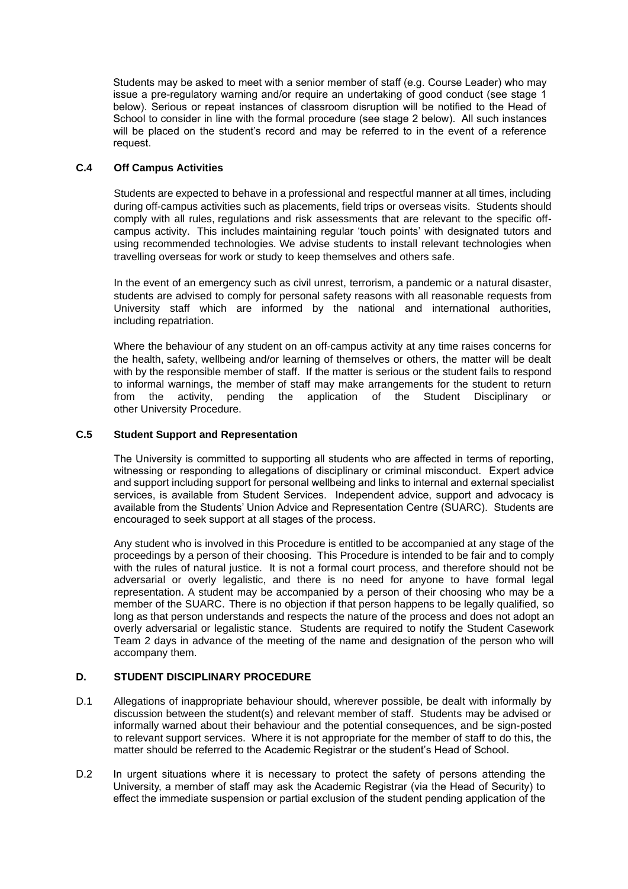Students may be asked to meet with a senior member of staff (e.g. Course Leader) who may issue a pre-regulatory warning and/or require an undertaking of good conduct (see stage 1 below). Serious or repeat instances of classroom disruption will be notified to the Head of School to consider in line with the formal procedure (see stage 2 below). All such instances will be placed on the student's record and may be referred to in the event of a reference request.

### C.4 Off Campus Activities

Students are expected to behave in a professional and respectful manner at all times, including during off-campus activities such as placements, field trips or overseas visits. Students should comply with all rules, regulations and risk assessments that are relevant to the specific off-campus activity. This includes maintaining regular 'touch points' with designated tutors and using recommended technologies. We advise students to install relevant technologies when travelling overseas for work or study to keep themselves and others safe.

In the event of an emergency such as civil unrest, terrorism, a pandemic or a natural disaster, students are advised to comply for personal safety reasons with all reasonable requests from University staff which are informed by the national and international authorities, including repatriation.

Where the behaviour of any student on an off-campus activity at any time raises concerns for the health, safety, wellbeing and/or learning of themselves or others, the matter will be dealt with by the responsible member of staff. If the matter is serious or the student fails to respond to informal warnings, the member of staff may make arrangements for the student to return from the activity, pending the application of the Student Disciplinary or other University Procedure.

### C.5 Student Support and Representation

The University is committed to supporting all students who are affected in terms of reporting, witnessing or responding to allegations of disciplinary or criminal misconduct. Expert advice and support including support for personal wellbeing and links to internal and external specialist services, is available from Student Services. Independent advice, support and advocacy is available from the Students' Union Advice and Representation Centre (SUARC). Students are encouraged to seek support at all stages of the process.

Any student who is involved in this Procedure is entitled to be accompanied at any stage of the proceedings by a person of their choosing. This Procedure is intended to be fair and to comply with the rules of natural justice. It is not a formal court process, and therefore should not be adversarial or overly legalistic, and there is no need for anyone to have formal legal representation. A student may be accompanied by a person of their choosing who may be a member of the SUARC. There is no objection if that person happens to be legally qualified, so long as that person understands and respects the nature of the process and does not adopt an overly adversarial or legalistic stance. Students are required to notify the Student Casework Team 2 days in advance of the meeting of the name and designation of the person who will accompany them.

## D. STUDENT DISCIPLINARY PROCEDURE

D.1 Allegations of inappropriate behaviour should, wherever possible, be dealt with informally by discussion between the student(s) and relevant member of staff. Students may be advised or informally warned about their behaviour and the potential consequences, and be sign-posted to relevant support services. Where it is not appropriate for the member of staff to do this, the matter should be referred to the Academic Registrar or the student's Head of School.

D.2 In urgent situations where it is necessary to protect the safety of persons attending the University, a member of staff may ask the Academic Registrar (via the Head of Security) to effect the immediate suspension or partial exclusion of the student pending application of the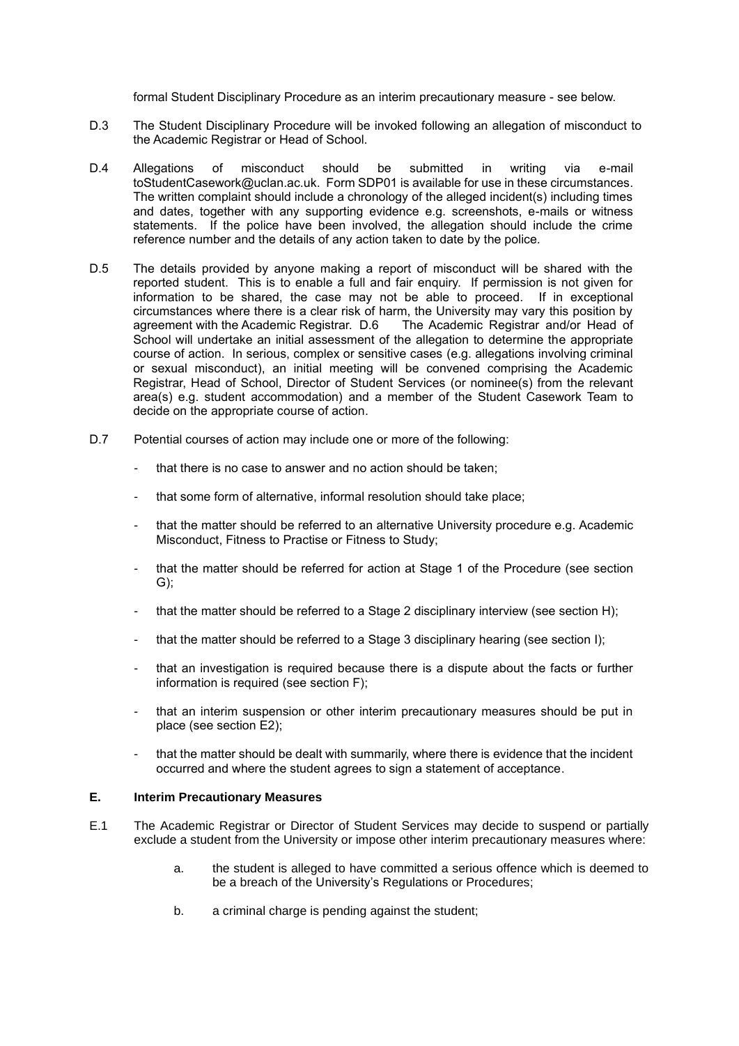formal Student Disciplinary Procedure as an interim precautionary measure - see below.

D.3 The Student Disciplinary Procedure will be invoked following an allegation of misconduct to the Academic Registrar or Head of School.

D.4 Allegations of misconduct should be submitted in writing via e-mail toStudentCasework@uclan.ac.uk. Form SDP01 is available for use in these circumstances. The written complaint should include a chronology of the alleged incident(s) including times and dates, together with any supporting evidence e.g. screenshots, e-mails or witness statements. If the police have been involved, the allegation should include the crime reference number and the details of any action taken to date by the police.

D.5 The details provided by anyone making a report of misconduct will be shared with the reported student. This is to enable a full and fair enquiry. If permission is not given for information to be shared, the case may not be able to proceed. If in exceptional circumstances where there is a clear risk of harm, the University may vary this position by agreement with the Academic Registrar. D.6 The Academic Registrar and/or Head of School will undertake an initial assessment of the allegation to determine the appropriate course of action. In serious, complex or sensitive cases (e.g. allegations involving criminal or sexual misconduct), an initial meeting will be convened comprising the Academic Registrar, Head of School, Director of Student Services (or nominee(s) from the relevant area(s) e.g. student accommodation) and a member of the Student Casework Team to decide on the appropriate course of action.

D.7 Potential courses of action may include one or more of the following:

- that there is no case to answer and no action should be taken;
- that some form of alternative, informal resolution should take place;
- that the matter should be referred to an alternative University procedure e.g. Academic Misconduct, Fitness to Practise or Fitness to Study;
- that the matter should be referred for action at Stage 1 of the Procedure (see section G);
- that the matter should be referred to a Stage 2 disciplinary interview (see section H);
- that the matter should be referred to a Stage 3 disciplinary hearing (see section I);
- that an investigation is required because there is a dispute about the facts or further information is required (see section F);
- that an interim suspension or other interim precautionary measures should be put in place (see section E2);
- that the matter should be dealt with summarily, where there is evidence that the incident occurred and where the student agrees to sign a statement of acceptance.

## E. Interim Precautionary Measures

E.1 The Academic Registrar or Director of Student Services may decide to suspend or partially exclude a student from the University or impose other interim precautionary measures where:

a. the student is alleged to have committed a serious offence which is deemed to be a breach of the University's Regulations or Procedures;

b. a criminal charge is pending against the student;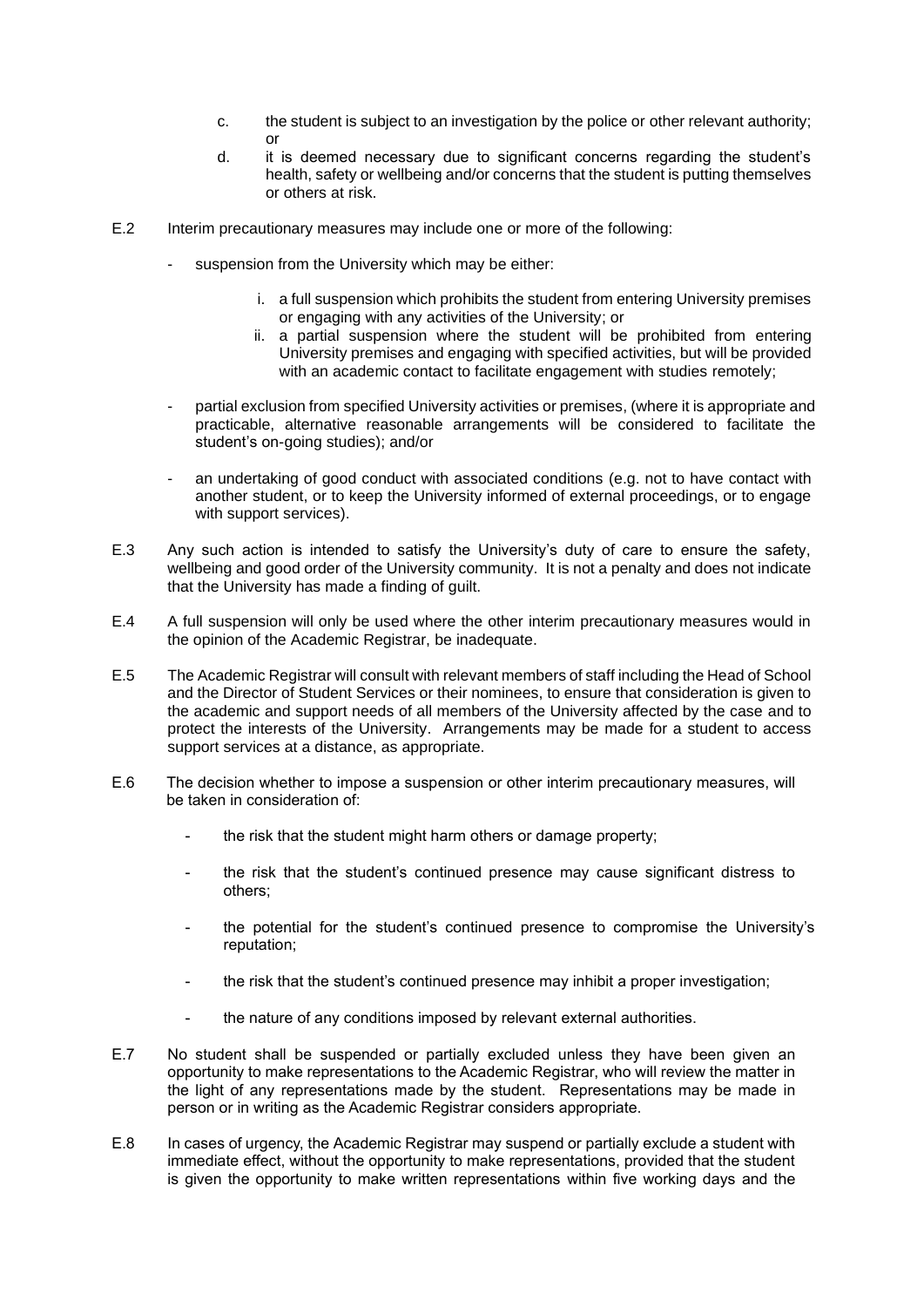c. the student is subject to an investigation by the police or other relevant authority; or

d. it is deemed necessary due to significant concerns regarding the student's health, safety or wellbeing and/or concerns that the student is putting themselves or others at risk.

E.2 Interim precautionary measures may include one or more of the following:

- suspension from the University which may be either:

    i. a full suspension which prohibits the student from entering University premises or engaging with any activities of the University; or

    ii. a partial suspension where the student will be prohibited from entering University premises and engaging with specified activities, but will be provided with an academic contact to facilitate engagement with studies remotely;

- partial exclusion from specified University activities or premises, (where it is appropriate and practicable, alternative reasonable arrangements will be considered to facilitate the student's on-going studies); and/or

- an undertaking of good conduct with associated conditions (e.g. not to have contact with another student, or to keep the University informed of external proceedings, or to engage with support services).

E.3 Any such action is intended to satisfy the University's duty of care to ensure the safety, wellbeing and good order of the University community. It is not a penalty and does not indicate that the University has made a finding of guilt.

E.4 A full suspension will only be used where the other interim precautionary measures would in the opinion of the Academic Registrar, be inadequate.

E.5 The Academic Registrar will consult with relevant members of staff including the Head of School and the Director of Student Services or their nominees, to ensure that consideration is given to the academic and support needs of all members of the University affected by the case and to protect the interests of the University. Arrangements may be made for a student to access support services at a distance, as appropriate.

E.6 The decision whether to impose a suspension or other interim precautionary measures, will be taken in consideration of:

- the risk that the student might harm others or damage property;

- the risk that the student's continued presence may cause significant distress to others;

- the potential for the student's continued presence to compromise the University's reputation;

- the risk that the student's continued presence may inhibit a proper investigation;

- the nature of any conditions imposed by relevant external authorities.

E.7 No student shall be suspended or partially excluded unless they have been given an opportunity to make representations to the Academic Registrar, who will review the matter in the light of any representations made by the student. Representations may be made in person or in writing as the Academic Registrar considers appropriate.

E.8 In cases of urgency, the Academic Registrar may suspend or partially exclude a student with immediate effect, without the opportunity to make representations, provided that the student is given the opportunity to make written representations within five working days and the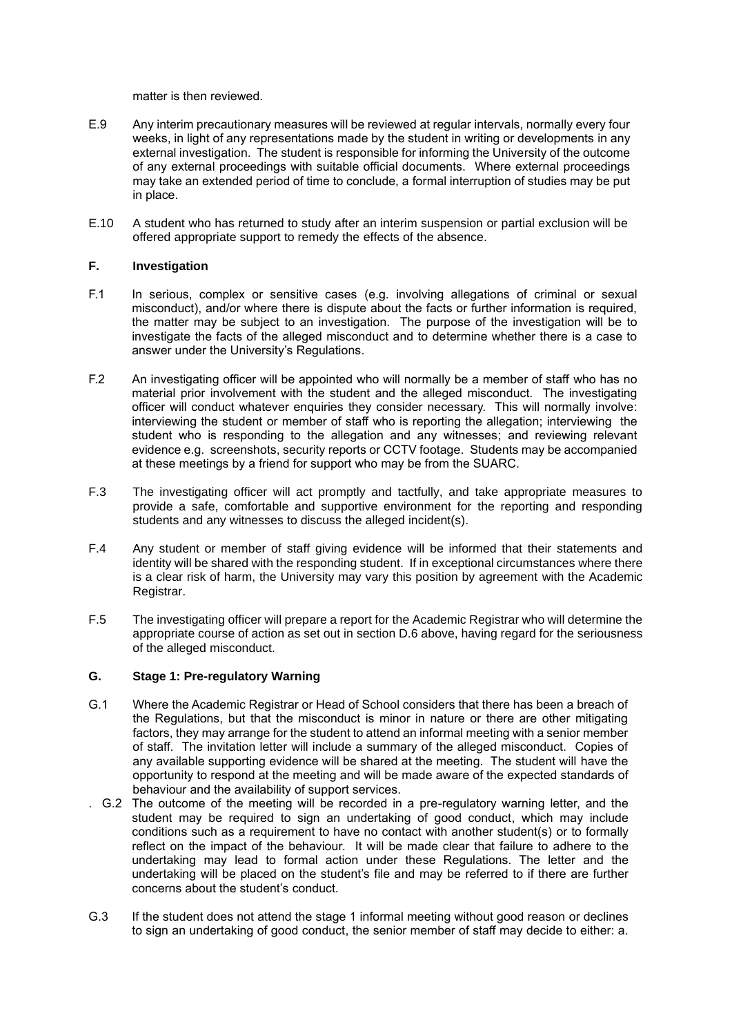matter is then reviewed.

E.9 Any interim precautionary measures will be reviewed at regular intervals, normally every four weeks, in light of any representations made by the student in writing or developments in any external investigation. The student is responsible for informing the University of the outcome of any external proceedings with suitable official documents. Where external proceedings may take an extended period of time to conclude, a formal interruption of studies may be put in place.

E.10 A student who has returned to study after an interim suspension or partial exclusion will be offered appropriate support to remedy the effects of the absence.

### F. Investigation

F.1 In serious, complex or sensitive cases (e.g. involving allegations of criminal or sexual misconduct), and/or where there is dispute about the facts or further information is required, the matter may be subject to an investigation. The purpose of the investigation will be to investigate the facts of the alleged misconduct and to determine whether there is a case to answer under the University's Regulations.

F.2 An investigating officer will be appointed who will normally be a member of staff who has no material prior involvement with the student and the alleged misconduct. The investigating officer will conduct whatever enquiries they consider necessary. This will normally involve: interviewing the student or member of staff who is reporting the allegation; interviewing the student who is responding to the allegation and any witnesses; and reviewing relevant evidence e.g. screenshots, security reports or CCTV footage. Students may be accompanied at these meetings by a friend for support who may be from the SUARC.

F.3 The investigating officer will act promptly and tactfully, and take appropriate measures to provide a safe, comfortable and supportive environment for the reporting and responding students and any witnesses to discuss the alleged incident(s).

F.4 Any student or member of staff giving evidence will be informed that their statements and identity will be shared with the responding student. If in exceptional circumstances where there is a clear risk of harm, the University may vary this position by agreement with the Academic Registrar.

F.5 The investigating officer will prepare a report for the Academic Registrar who will determine the appropriate course of action as set out in section D.6 above, having regard for the seriousness of the alleged misconduct.

### G. Stage 1: Pre-regulatory Warning

G.1 Where the Academic Registrar or Head of School considers that there has been a breach of the Regulations, but that the misconduct is minor in nature or there are other mitigating factors, they may arrange for the student to attend an informal meeting with a senior member of staff. The invitation letter will include a summary of the alleged misconduct. Copies of any available supporting evidence will be shared at the meeting. The student will have the opportunity to respond at the meeting and will be made aware of the expected standards of behaviour and the availability of support services.

G.2 The outcome of the meeting will be recorded in a pre-regulatory warning letter, and the student may be required to sign an undertaking of good conduct, which may include conditions such as a requirement to have no contact with another student(s) or to formally reflect on the impact of the behaviour. It will be made clear that failure to adhere to the undertaking may lead to formal action under these Regulations. The letter and the undertaking will be placed on the student's file and may be referred to if there are further concerns about the student's conduct.

G.3 If the student does not attend the stage 1 informal meeting without good reason or declines to sign an undertaking of good conduct, the senior member of staff may decide to either: a.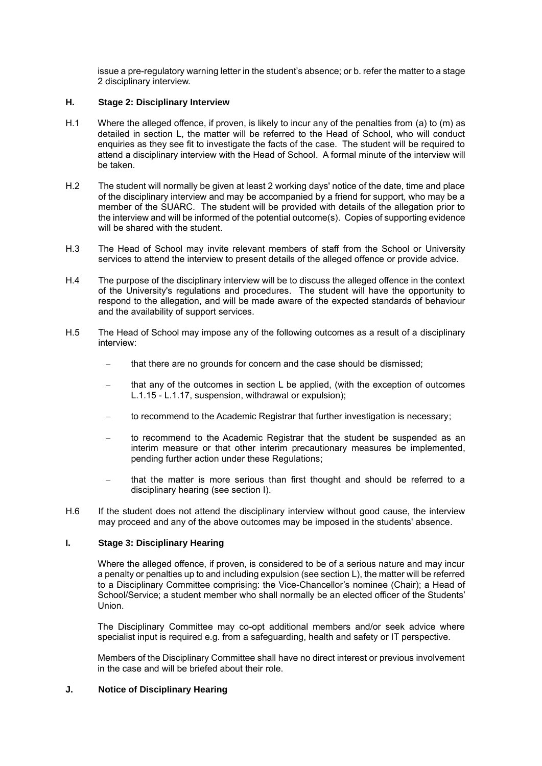issue a pre-regulatory warning letter in the student's absence; or b. refer the matter to a stage 2 disciplinary interview.

## H. Stage 2: Disciplinary Interview

H.1 Where the alleged offence, if proven, is likely to incur any of the penalties from (a) to (m) as detailed in section L, the matter will be referred to the Head of School, who will conduct enquiries as they see fit to investigate the facts of the case. The student will be required to attend a disciplinary interview with the Head of School. A formal minute of the interview will be taken.

H.2 The student will normally be given at least 2 working days' notice of the date, time and place of the disciplinary interview and may be accompanied by a friend for support, who may be a member of the SUARC. The student will be provided with details of the allegation prior to the interview and will be informed of the potential outcome(s). Copies of supporting evidence will be shared with the student.

H.3 The Head of School may invite relevant members of staff from the School or University services to attend the interview to present details of the alleged offence or provide advice.

H.4 The purpose of the disciplinary interview will be to discuss the alleged offence in the context of the University's regulations and procedures. The student will have the opportunity to respond to the allegation, and will be made aware of the expected standards of behaviour and the availability of support services.

H.5 The Head of School may impose any of the following outcomes as a result of a disciplinary interview:

- that there are no grounds for concern and the case should be dismissed;
- that any of the outcomes in section L be applied, (with the exception of outcomes L.1.15 - L.1.17, suspension, withdrawal or expulsion);
- to recommend to the Academic Registrar that further investigation is necessary;
- to recommend to the Academic Registrar that the student be suspended as an interim measure or that other interim precautionary measures be implemented, pending further action under these Regulations;
- that the matter is more serious than first thought and should be referred to a disciplinary hearing (see section I).

H.6 If the student does not attend the disciplinary interview without good cause, the interview may proceed and any of the above outcomes may be imposed in the students' absence.

## I. Stage 3: Disciplinary Hearing

Where the alleged offence, if proven, is considered to be of a serious nature and may incur a penalty or penalties up to and including expulsion (see section L), the matter will be referred to a Disciplinary Committee comprising: the Vice-Chancellor's nominee (Chair); a Head of School/Service; a student member who shall normally be an elected officer of the Students' Union.

The Disciplinary Committee may co-opt additional members and/or seek advice where specialist input is required e.g. from a safeguarding, health and safety or IT perspective.

Members of the Disciplinary Committee shall have no direct interest or previous involvement in the case and will be briefed about their role.

## J. Notice of Disciplinary Hearing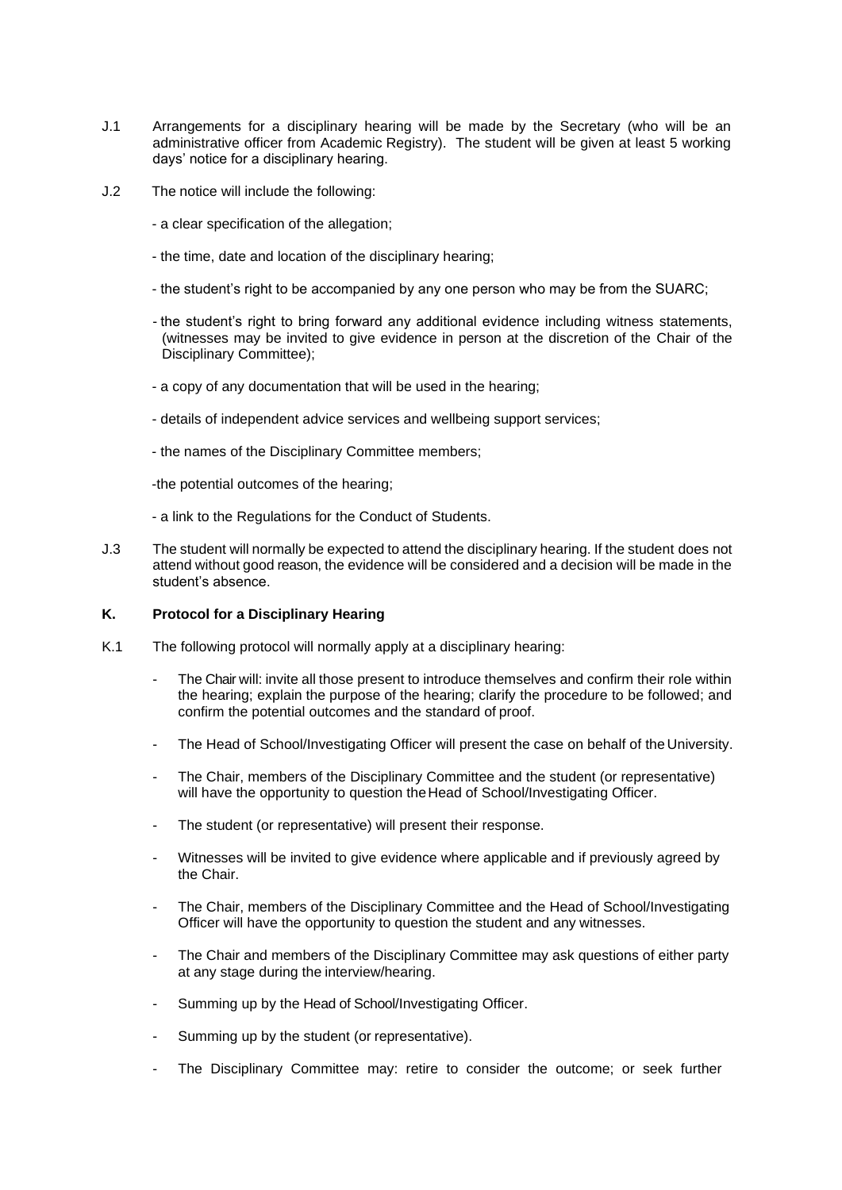J.1 Arrangements for a disciplinary hearing will be made by the Secretary (who will be an administrative officer from Academic Registry). The student will be given at least 5 working days' notice for a disciplinary hearing.

J.2 The notice will include the following:

- a clear specification of the allegation;
- the time, date and location of the disciplinary hearing;
- the student's right to be accompanied by any one person who may be from the SUARC;
- the student's right to bring forward any additional evidence including witness statements, (witnesses may be invited to give evidence in person at the discretion of the Chair of the Disciplinary Committee);
- a copy of any documentation that will be used in the hearing;
- details of independent advice services and wellbeing support services;
- the names of the Disciplinary Committee members;
- the potential outcomes of the hearing;
- a link to the Regulations for the Conduct of Students.

J.3 The student will normally be expected to attend the disciplinary hearing. If the student does not attend without good reason, the evidence will be considered and a decision will be made in the student's absence.

## K. Protocol for a Disciplinary Hearing

K.1 The following protocol will normally apply at a disciplinary hearing:

- The Chair will: invite all those present to introduce themselves and confirm their role within the hearing; explain the purpose of the hearing; clarify the procedure to be followed; and confirm the potential outcomes and the standard of proof.
- The Head of School/Investigating Officer will present the case on behalf of the University.
- The Chair, members of the Disciplinary Committee and the student (or representative) will have the opportunity to question the Head of School/Investigating Officer.
- The student (or representative) will present their response.
- Witnesses will be invited to give evidence where applicable and if previously agreed by the Chair.
- The Chair, members of the Disciplinary Committee and the Head of School/Investigating Officer will have the opportunity to question the student and any witnesses.
- The Chair and members of the Disciplinary Committee may ask questions of either party at any stage during the interview/hearing.
- Summing up by the Head of School/Investigating Officer.
- Summing up by the student (or representative).
- The Disciplinary Committee may: retire to consider the outcome; or seek further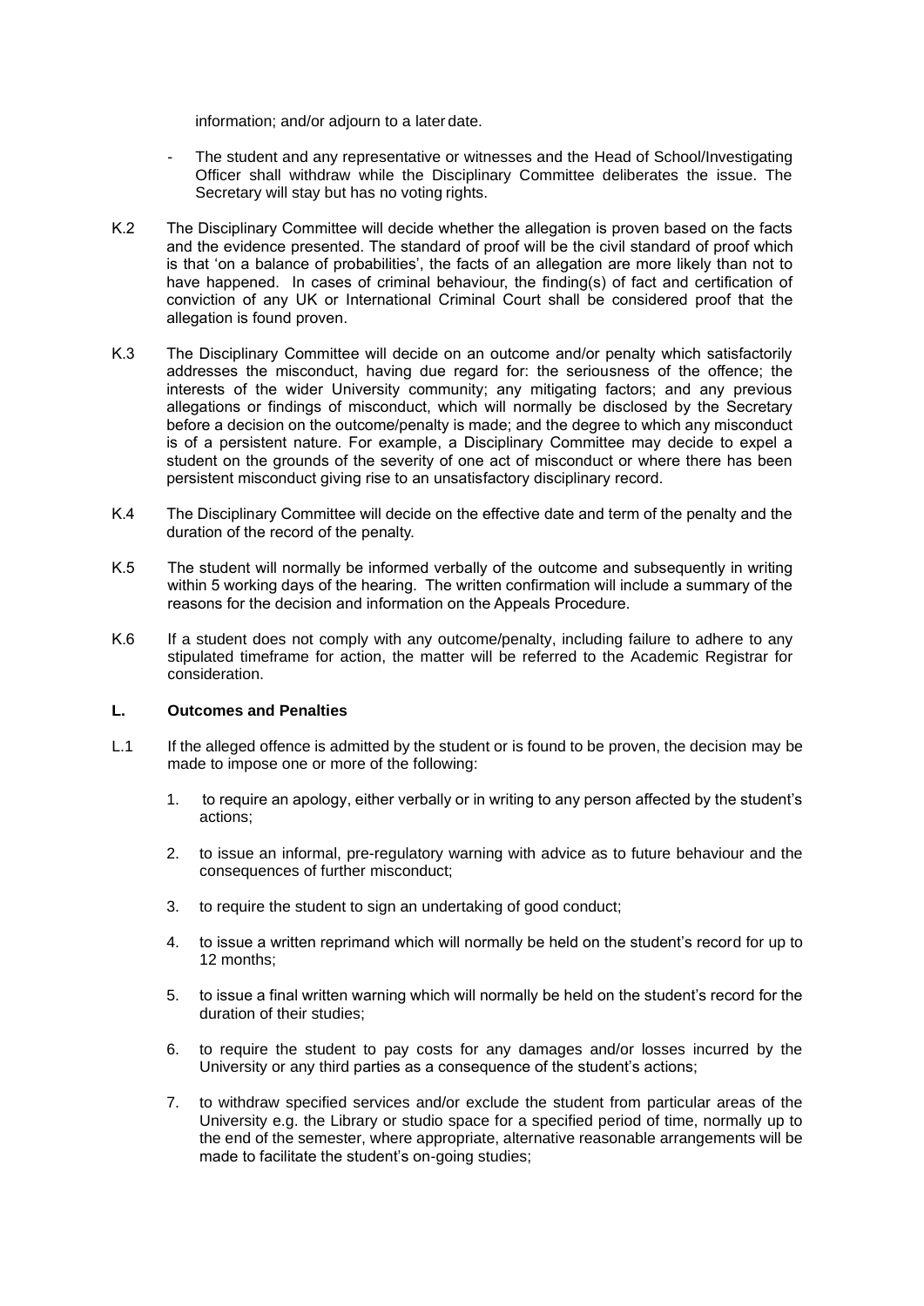information; and/or adjourn to a later date.

- The student and any representative or witnesses and the Head of School/Investigating Officer shall withdraw while the Disciplinary Committee deliberates the issue. The Secretary will stay but has no voting rights.

K.2 The Disciplinary Committee will decide whether the allegation is proven based on the facts and the evidence presented. The standard of proof will be the civil standard of proof which is that 'on a balance of probabilities', the facts of an allegation are more likely than not to have happened. In cases of criminal behaviour, the finding(s) of fact and certification of conviction of any UK or International Criminal Court shall be considered proof that the allegation is found proven.

K.3 The Disciplinary Committee will decide on an outcome and/or penalty which satisfactorily addresses the misconduct, having due regard for: the seriousness of the offence; the interests of the wider University community; any mitigating factors; and any previous allegations or findings of misconduct, which will normally be disclosed by the Secretary before a decision on the outcome/penalty is made; and the degree to which any misconduct is of a persistent nature. For example, a Disciplinary Committee may decide to expel a student on the grounds of the severity of one act of misconduct or where there has been persistent misconduct giving rise to an unsatisfactory disciplinary record.

K.4 The Disciplinary Committee will decide on the effective date and term of the penalty and the duration of the record of the penalty.

K.5 The student will normally be informed verbally of the outcome and subsequently in writing within 5 working days of the hearing. The written confirmation will include a summary of the reasons for the decision and information on the Appeals Procedure.

K.6 If a student does not comply with any outcome/penalty, including failure to adhere to any stipulated timeframe for action, the matter will be referred to the Academic Registrar for consideration.

## L. Outcomes and Penalties

L.1 If the alleged offence is admitted by the student or is found to be proven, the decision may be made to impose one or more of the following:

1. to require an apology, either verbally or in writing to any person affected by the student's actions;

2. to issue an informal, pre-regulatory warning with advice as to future behaviour and the consequences of further misconduct;

3. to require the student to sign an undertaking of good conduct;

4. to issue a written reprimand which will normally be held on the student's record for up to 12 months;

5. to issue a final written warning which will normally be held on the student's record for the duration of their studies;

6. to require the student to pay costs for any damages and/or losses incurred by the University or any third parties as a consequence of the student's actions;

7. to withdraw specified services and/or exclude the student from particular areas of the University e.g. the Library or studio space for a specified period of time, normally up to the end of the semester, where appropriate, alternative reasonable arrangements will be made to facilitate the student's on-going studies;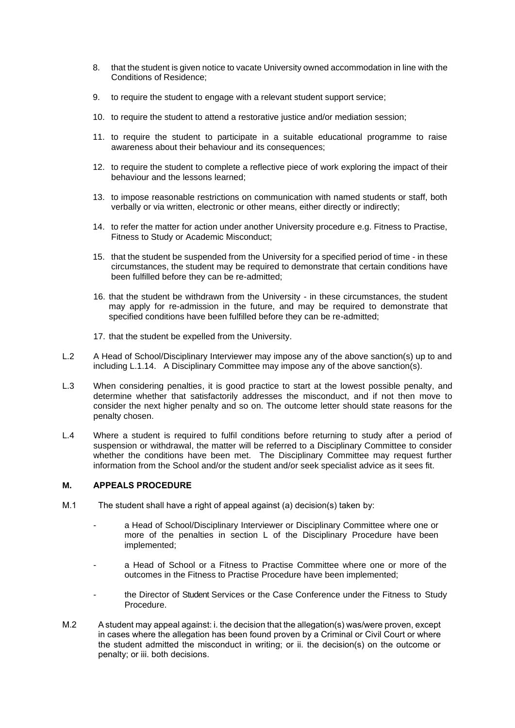8. that the student is given notice to vacate University owned accommodation in line with the Conditions of Residence;

9. to require the student to engage with a relevant student support service;

10. to require the student to attend a restorative justice and/or mediation session;

11. to require the student to participate in a suitable educational programme to raise awareness about their behaviour and its consequences;

12. to require the student to complete a reflective piece of work exploring the impact of their behaviour and the lessons learned;

13. to impose reasonable restrictions on communication with named students or staff, both verbally or via written, electronic or other means, either directly or indirectly;

14. to refer the matter for action under another University procedure e.g. Fitness to Practise, Fitness to Study or Academic Misconduct;

15. that the student be suspended from the University for a specified period of time - in these circumstances, the student may be required to demonstrate that certain conditions have been fulfilled before they can be re-admitted;

16. that the student be withdrawn from the University - in these circumstances, the student may apply for re-admission in the future, and may be required to demonstrate that specified conditions have been fulfilled before they can be re-admitted;

17. that the student be expelled from the University.

L.2 A Head of School/Disciplinary Interviewer may impose any of the above sanction(s) up to and including L.1.14. A Disciplinary Committee may impose any of the above sanction(s).

L.3 When considering penalties, it is good practice to start at the lowest possible penalty, and determine whether that satisfactorily addresses the misconduct, and if not then move to consider the next higher penalty and so on. The outcome letter should state reasons for the penalty chosen.

L.4 Where a student is required to fulfil conditions before returning to study after a period of suspension or withdrawal, the matter will be referred to a Disciplinary Committee to consider whether the conditions have been met. The Disciplinary Committee may request further information from the School and/or the student and/or seek specialist advice as it sees fit.

## M. APPEALS PROCEDURE

M.1 The student shall have a right of appeal against (a) decision(s) taken by:

- a Head of School/Disciplinary Interviewer or Disciplinary Committee where one or more of the penalties in section L of the Disciplinary Procedure have been implemented;
- a Head of School or a Fitness to Practise Committee where one or more of the outcomes in the Fitness to Practise Procedure have been implemented;
- the Director of Student Services or the Case Conference under the Fitness to Study Procedure.

M.2 A student may appeal against: i. the decision that the allegation(s) was/were proven, except in cases where the allegation has been found proven by a Criminal or Civil Court or where the student admitted the misconduct in writing; or ii. the decision(s) on the outcome or penalty; or iii. both decisions.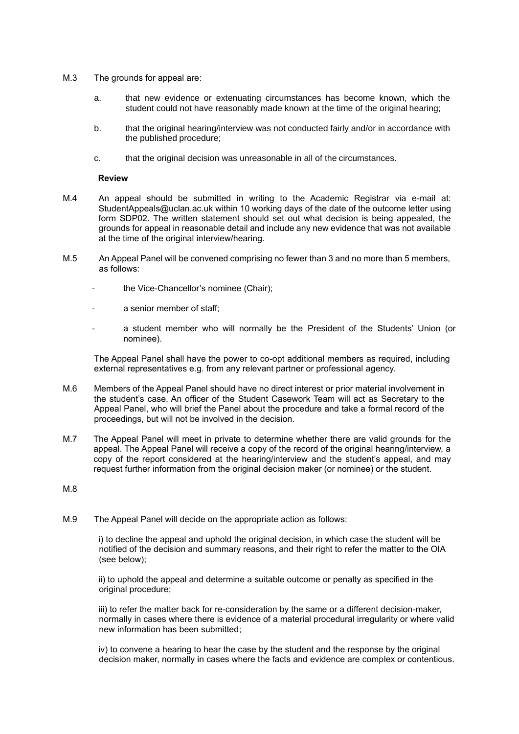M.3 The grounds for appeal are:

a. that new evidence or extenuating circumstances has become known, which the student could not have reasonably made known at the time of the original hearing;

b. that the original hearing/interview was not conducted fairly and/or in accordance with the published procedure;

c. that the original decision was unreasonable in all of the circumstances.

**Review**

M.4 An appeal should be submitted in writing to the Academic Registrar via e-mail at: StudentAppeals@uclan.ac.uk within 10 working days of the date of the outcome letter using form SDP02. The written statement should set out what decision is being appealed, the grounds for appeal in reasonable detail and include any new evidence that was not available at the time of the original interview/hearing.

M.5 An Appeal Panel will be convened comprising no fewer than 3 and no more than 5 members, as follows:

- the Vice-Chancellor's nominee (Chair);
- a senior member of staff;
- a student member who will normally be the President of the Students' Union (or nominee).

The Appeal Panel shall have the power to co-opt additional members as required, including external representatives e.g. from any relevant partner or professional agency.

M.6 Members of the Appeal Panel should have no direct interest or prior material involvement in the student's case. An officer of the Student Casework Team will act as Secretary to the Appeal Panel, who will brief the Panel about the procedure and take a formal record of the proceedings, but will not be involved in the decision.

M.7 The Appeal Panel will meet in private to determine whether there are valid grounds for the appeal. The Appeal Panel will receive a copy of the record of the original hearing/interview, a copy of the report considered at the hearing/interview and the student's appeal, and may request further information from the original decision maker (or nominee) or the student.

M.8

M.9 The Appeal Panel will decide on the appropriate action as follows:

i) to decline the appeal and uphold the original decision, in which case the student will be notified of the decision and summary reasons, and their right to refer the matter to the OIA (see below);

ii) to uphold the appeal and determine a suitable outcome or penalty as specified in the original procedure;

iii) to refer the matter back for re-consideration by the same or a different decision-maker, normally in cases where there is evidence of a material procedural irregularity or where valid new information has been submitted;

iv) to convene a hearing to hear the case by the student and the response by the original decision maker, normally in cases where the facts and evidence are complex or contentious.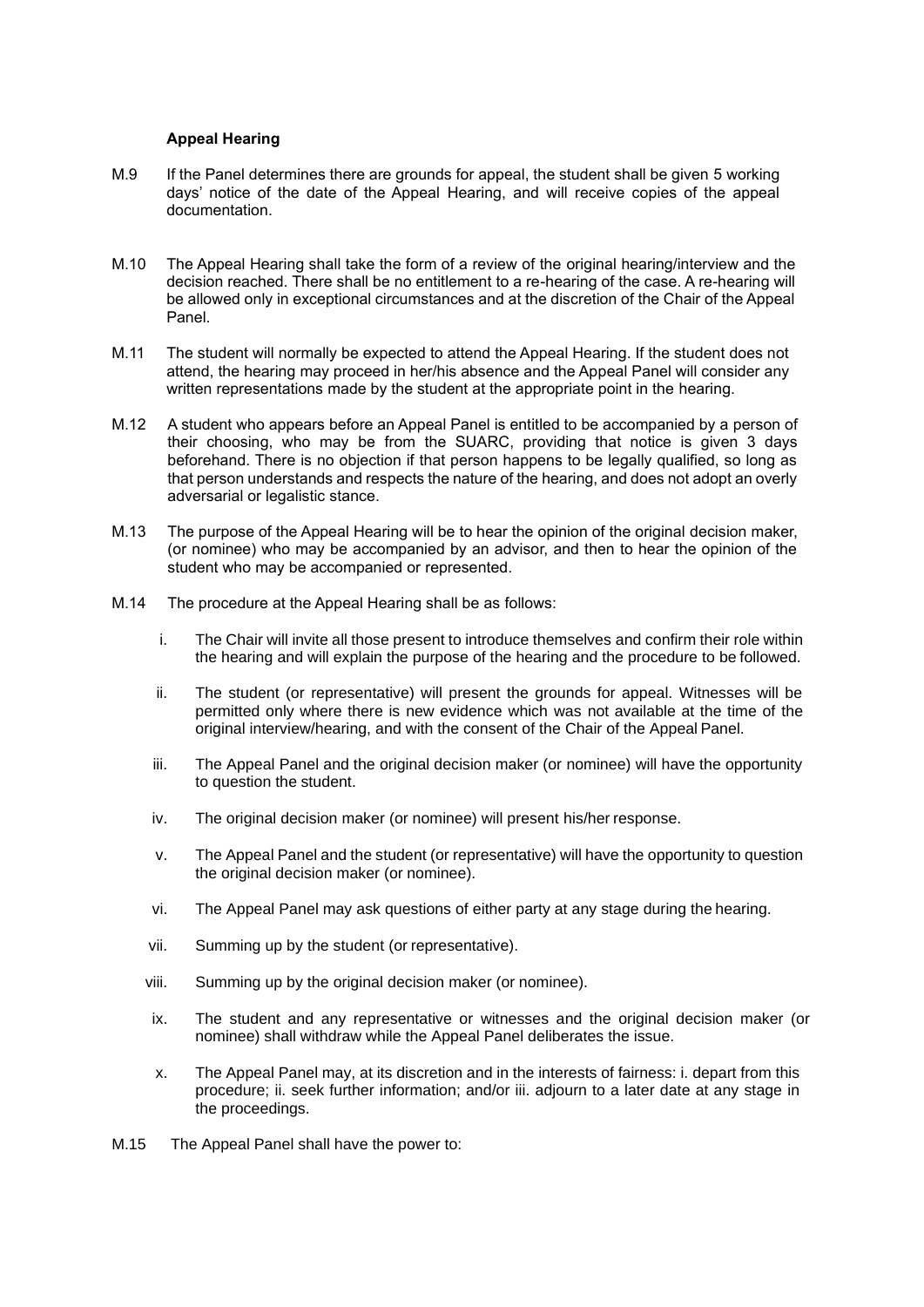**Appeal Hearing**

M.9 If the Panel determines there are grounds for appeal, the student shall be given 5 working days' notice of the date of the Appeal Hearing, and will receive copies of the appeal documentation.

M.10 The Appeal Hearing shall take the form of a review of the original hearing/interview and the decision reached. There shall be no entitlement to a re-hearing of the case. A re-hearing will be allowed only in exceptional circumstances and at the discretion of the Chair of the Appeal Panel.

M.11 The student will normally be expected to attend the Appeal Hearing. If the student does not attend, the hearing may proceed in her/his absence and the Appeal Panel will consider any written representations made by the student at the appropriate point in the hearing.

M.12 A student who appears before an Appeal Panel is entitled to be accompanied by a person of their choosing, who may be from the SUARC, providing that notice is given 3 days beforehand. There is no objection if that person happens to be legally qualified, so long as that person understands and respects the nature of the hearing, and does not adopt an overly adversarial or legalistic stance.

M.13 The purpose of the Appeal Hearing will be to hear the opinion of the original decision maker, (or nominee) who may be accompanied by an advisor, and then to hear the opinion of the student who may be accompanied or represented.

M.14 The procedure at the Appeal Hearing shall be as follows:

i. The Chair will invite all those present to introduce themselves and confirm their role within the hearing and will explain the purpose of the hearing and the procedure to be followed.

ii. The student (or representative) will present the grounds for appeal. Witnesses will be permitted only where there is new evidence which was not available at the time of the original interview/hearing, and with the consent of the Chair of the Appeal Panel.

iii. The Appeal Panel and the original decision maker (or nominee) will have the opportunity to question the student.

iv. The original decision maker (or nominee) will present his/her response.

v. The Appeal Panel and the student (or representative) will have the opportunity to question the original decision maker (or nominee).

vi. The Appeal Panel may ask questions of either party at any stage during the hearing.

vii. Summing up by the student (or representative).

viii. Summing up by the original decision maker (or nominee).

ix. The student and any representative or witnesses and the original decision maker (or nominee) shall withdraw while the Appeal Panel deliberates the issue.

x. The Appeal Panel may, at its discretion and in the interests of fairness: i. depart from this procedure; ii. seek further information; and/or iii. adjourn to a later date at any stage in the proceedings.

M.15 The Appeal Panel shall have the power to: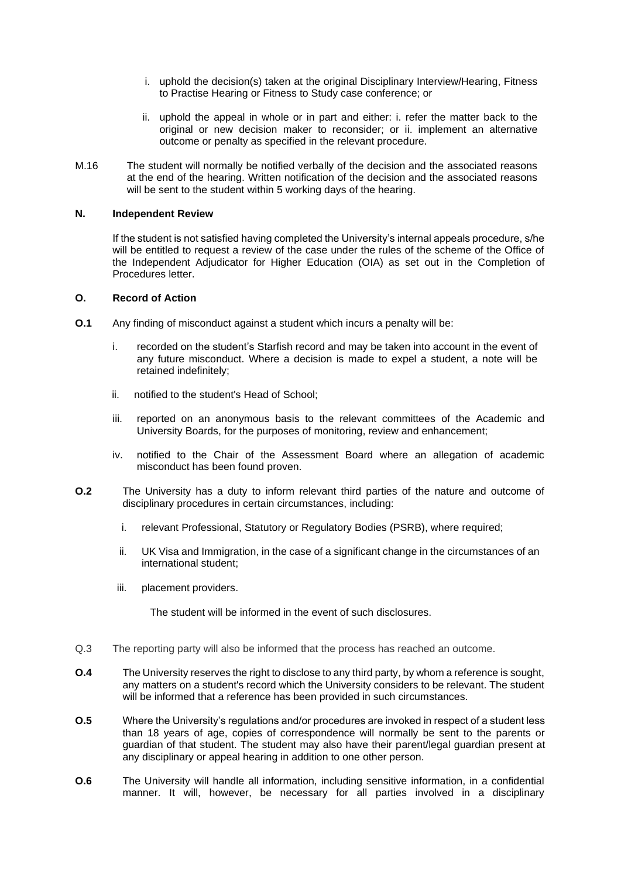i. uphold the decision(s) taken at the original Disciplinary Interview/Hearing, Fitness to Practise Hearing or Fitness to Study case conference; or

ii. uphold the appeal in whole or in part and either: i. refer the matter back to the original or new decision maker to reconsider; or ii. implement an alternative outcome or penalty as specified in the relevant procedure.

M.16 The student will normally be notified verbally of the decision and the associated reasons at the end of the hearing. Written notification of the decision and the associated reasons will be sent to the student within 5 working days of the hearing.

### N. Independent Review

If the student is not satisfied having completed the University's internal appeals procedure, s/he will be entitled to request a review of the case under the rules of the scheme of the Office of the Independent Adjudicator for Higher Education (OIA) as set out in the Completion of Procedures letter.

### O. Record of Action

**O.1** Any finding of misconduct against a student which incurs a penalty will be:

i. recorded on the student's Starfish record and may be taken into account in the event of any future misconduct. Where a decision is made to expel a student, a note will be retained indefinitely;

ii. notified to the student's Head of School;

iii. reported on an anonymous basis to the relevant committees of the Academic and University Boards, for the purposes of monitoring, review and enhancement;

iv. notified to the Chair of the Assessment Board where an allegation of academic misconduct has been found proven.

**O.2** The University has a duty to inform relevant third parties of the nature and outcome of disciplinary procedures in certain circumstances, including:

i. relevant Professional, Statutory or Regulatory Bodies (PSRB), where required;

ii. UK Visa and Immigration, in the case of a significant change in the circumstances of an international student;

iii. placement providers.

The student will be informed in the event of such disclosures.

Q.3 The reporting party will also be informed that the process has reached an outcome.

**O.4** The University reserves the right to disclose to any third party, by whom a reference is sought, any matters on a student's record which the University considers to be relevant. The student will be informed that a reference has been provided in such circumstances.

**O.5** Where the University's regulations and/or procedures are invoked in respect of a student less than 18 years of age, copies of correspondence will normally be sent to the parents or guardian of that student. The student may also have their parent/legal guardian present at any disciplinary or appeal hearing in addition to one other person.

**O.6** The University will handle all information, including sensitive information, in a confidential manner. It will, however, be necessary for all parties involved in a disciplinary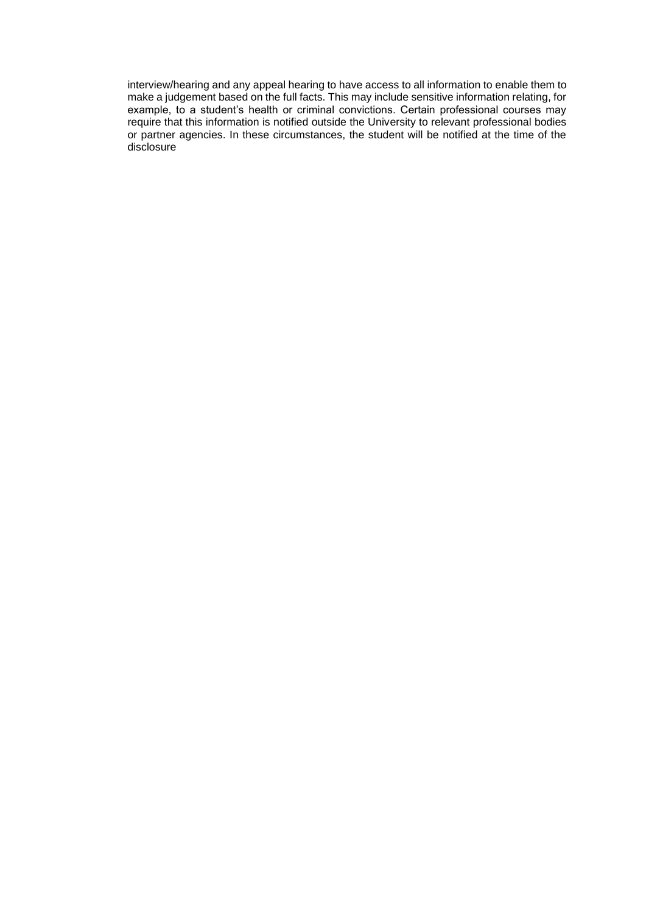interview/hearing and any appeal hearing to have access to all information to enable them to make a judgement based on the full facts. This may include sensitive information relating, for example, to a student's health or criminal convictions. Certain professional courses may require that this information is notified outside the University to relevant professional bodies or partner agencies. In these circumstances, the student will be notified at the time of the disclosure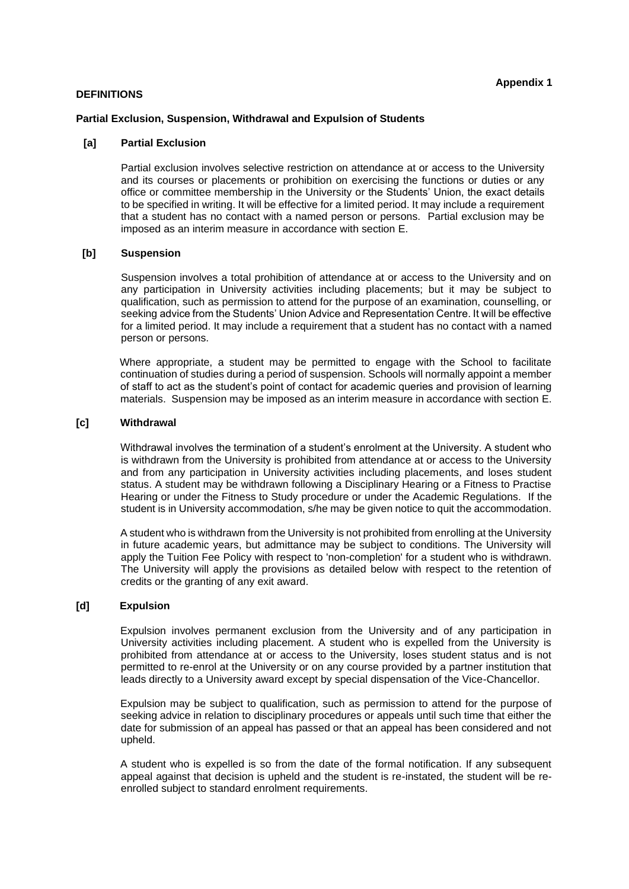**Appendix 1**

**DEFINITIONS**

**Partial Exclusion, Suspension, Withdrawal and Expulsion of Students**

**[a] Partial Exclusion**

Partial exclusion involves selective restriction on attendance at or access to the University and its courses or placements or prohibition on exercising the functions or duties or any office or committee membership in the University or the Students' Union, the exact details to be specified in writing. It will be effective for a limited period. It may include a requirement that a student has no contact with a named person or persons. Partial exclusion may be imposed as an interim measure in accordance with section E.

**[b] Suspension**

Suspension involves a total prohibition of attendance at or access to the University and on any participation in University activities including placements; but it may be subject to qualification, such as permission to attend for the purpose of an examination, counselling, or seeking advice from the Students' Union Advice and Representation Centre. It will be effective for a limited period. It may include a requirement that a student has no contact with a named person or persons.

Where appropriate, a student may be permitted to engage with the School to facilitate continuation of studies during a period of suspension. Schools will normally appoint a member of staff to act as the student's point of contact for academic queries and provision of learning materials. Suspension may be imposed as an interim measure in accordance with section E.

**[c] Withdrawal**

Withdrawal involves the termination of a student's enrolment at the University. A student who is withdrawn from the University is prohibited from attendance at or access to the University and from any participation in University activities including placements, and loses student status. A student may be withdrawn following a Disciplinary Hearing or a Fitness to Practise Hearing or under the Fitness to Study procedure or under the Academic Regulations. If the student is in University accommodation, s/he may be given notice to quit the accommodation.

A student who is withdrawn from the University is not prohibited from enrolling at the University in future academic years, but admittance may be subject to conditions. The University will apply the Tuition Fee Policy with respect to 'non-completion' for a student who is withdrawn. The University will apply the provisions as detailed below with respect to the retention of credits or the granting of any exit award.

**[d] Expulsion**

Expulsion involves permanent exclusion from the University and of any participation in University activities including placement. A student who is expelled from the University is prohibited from attendance at or access to the University, loses student status and is not permitted to re-enrol at the University or on any course provided by a partner institution that leads directly to a University award except by special dispensation of the Vice-Chancellor.

Expulsion may be subject to qualification, such as permission to attend for the purpose of seeking advice in relation to disciplinary procedures or appeals until such time that either the date for submission of an appeal has passed or that an appeal has been considered and not upheld.

A student who is expelled is so from the date of the formal notification. If any subsequent appeal against that decision is upheld and the student is re-instated, the student will be re-enrolled subject to standard enrolment requirements.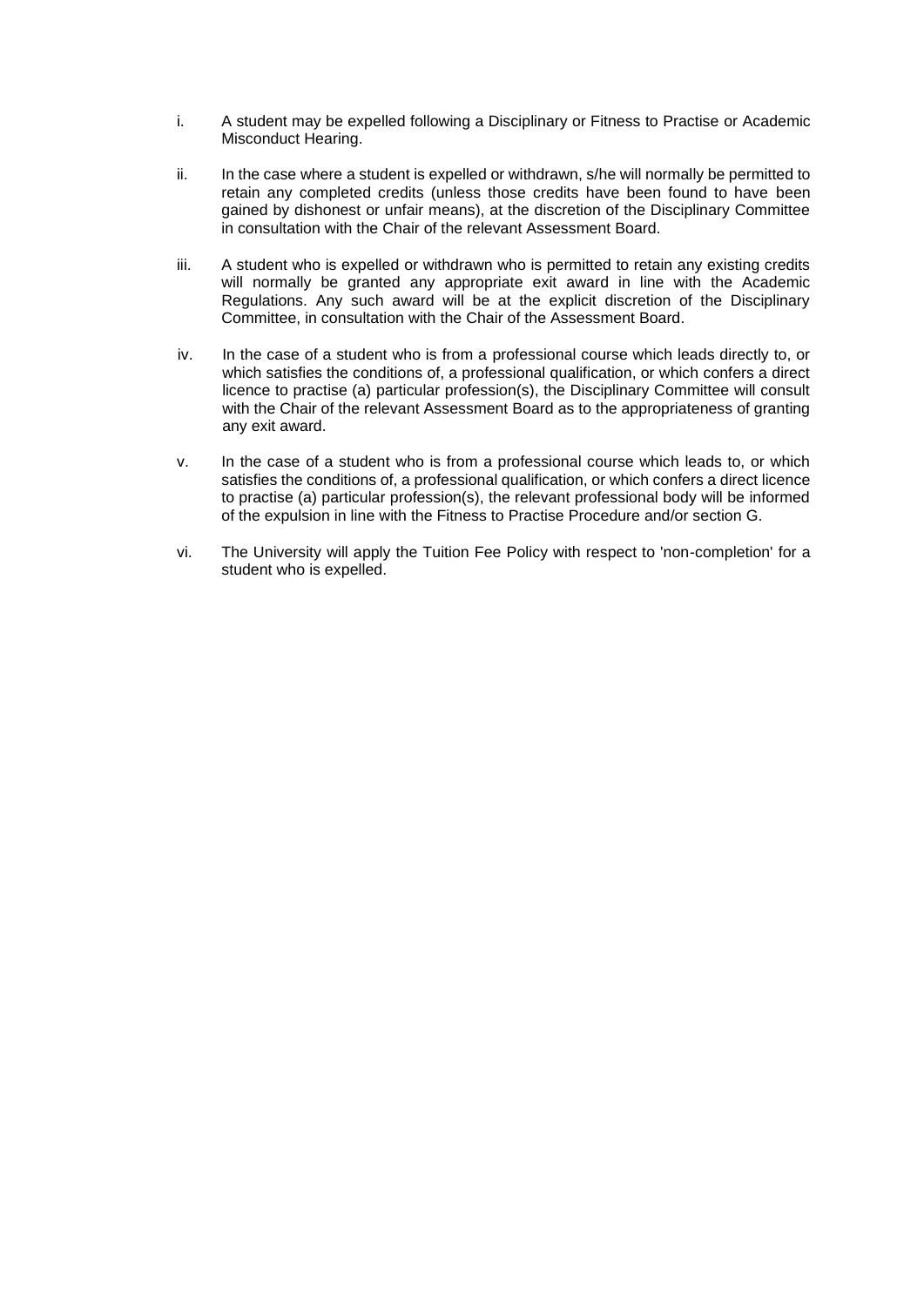i. A student may be expelled following a Disciplinary or Fitness to Practise or Academic Misconduct Hearing.

ii. In the case where a student is expelled or withdrawn, s/he will normally be permitted to retain any completed credits (unless those credits have been found to have been gained by dishonest or unfair means), at the discretion of the Disciplinary Committee in consultation with the Chair of the relevant Assessment Board.

iii. A student who is expelled or withdrawn who is permitted to retain any existing credits will normally be granted any appropriate exit award in line with the Academic Regulations. Any such award will be at the explicit discretion of the Disciplinary Committee, in consultation with the Chair of the Assessment Board.

iv. In the case of a student who is from a professional course which leads directly to, or which satisfies the conditions of, a professional qualification, or which confers a direct licence to practise (a) particular profession(s), the Disciplinary Committee will consult with the Chair of the relevant Assessment Board as to the appropriateness of granting any exit award.

v. In the case of a student who is from a professional course which leads to, or which satisfies the conditions of, a professional qualification, or which confers a direct licence to practise (a) particular profession(s), the relevant professional body will be informed of the expulsion in line with the Fitness to Practise Procedure and/or section G.

vi. The University will apply the Tuition Fee Policy with respect to 'non-completion' for a student who is expelled.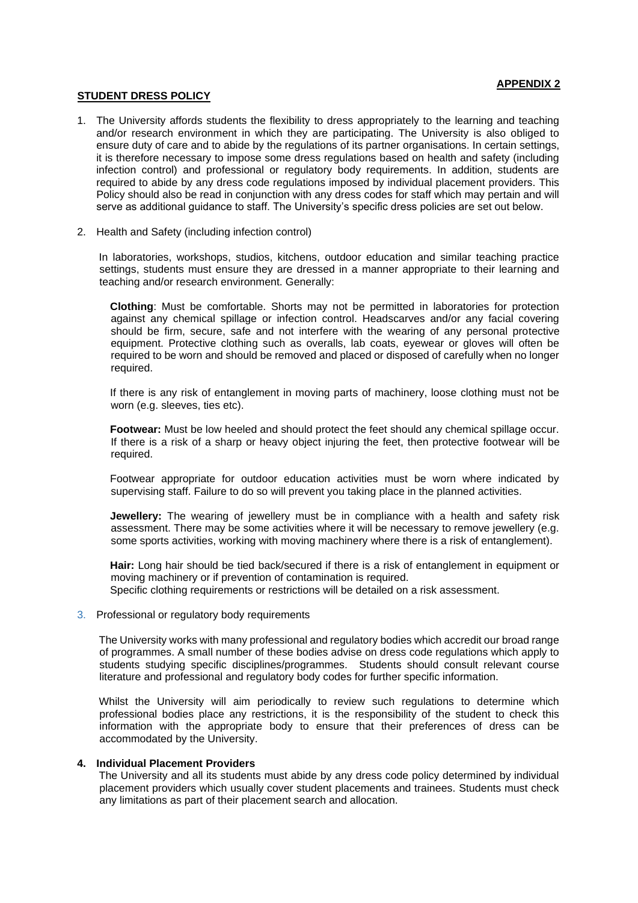**APPENDIX 2**

**STUDENT DRESS POLICY**

1. The University affords students the flexibility to dress appropriately to the learning and teaching and/or research environment in which they are participating. The University is also obliged to ensure duty of care and to abide by the regulations of its partner organisations. In certain settings, it is therefore necessary to impose some dress regulations based on health and safety (including infection control) and professional or regulatory body requirements. In addition, students are required to abide by any dress code regulations imposed by individual placement providers. This Policy should also be read in conjunction with any dress codes for staff which may pertain and will serve as additional guidance to staff. The University's specific dress policies are set out below.

2. Health and Safety (including infection control)

   In laboratories, workshops, studios, kitchens, outdoor education and similar teaching practice settings, students must ensure they are dressed in a manner appropriate to their learning and teaching and/or research environment. Generally:

   **Clothing**: Must be comfortable. Shorts may not be permitted in laboratories for protection against any chemical spillage or infection control. Headscarves and/or any facial covering should be firm, secure, safe and not interfere with the wearing of any personal protective equipment. Protective clothing such as overalls, lab coats, eyewear or gloves will often be required to be worn and should be removed and placed or disposed of carefully when no longer required.

   If there is any risk of entanglement in moving parts of machinery, loose clothing must not be worn (e.g. sleeves, ties etc).

   **Footwear:** Must be low heeled and should protect the feet should any chemical spillage occur. If there is a risk of a sharp or heavy object injuring the feet, then protective footwear will be required.

   Footwear appropriate for outdoor education activities must be worn where indicated by supervising staff. Failure to do so will prevent you taking place in the planned activities.

   **Jewellery:** The wearing of jewellery must be in compliance with a health and safety risk assessment. There may be some activities where it will be necessary to remove jewellery (e.g. some sports activities, working with moving machinery where there is a risk of entanglement).

   **Hair:** Long hair should be tied back/secured if there is a risk of entanglement in equipment or moving machinery or if prevention of contamination is required.
   Specific clothing requirements or restrictions will be detailed on a risk assessment.

3. Professional or regulatory body requirements

   The University works with many professional and regulatory bodies which accredit our broad range of programmes. A small number of these bodies advise on dress code regulations which apply to students studying specific disciplines/programmes. Students should consult relevant course literature and professional and regulatory body codes for further specific information.

   Whilst the University will aim periodically to review such regulations to determine which professional bodies place any restrictions, it is the responsibility of the student to check this information with the appropriate body to ensure that their preferences of dress can be accommodated by the University.

4. **Individual Placement Providers**

   The University and all its students must abide by any dress code policy determined by individual placement providers which usually cover student placements and trainees. Students must check any limitations as part of their placement search and allocation.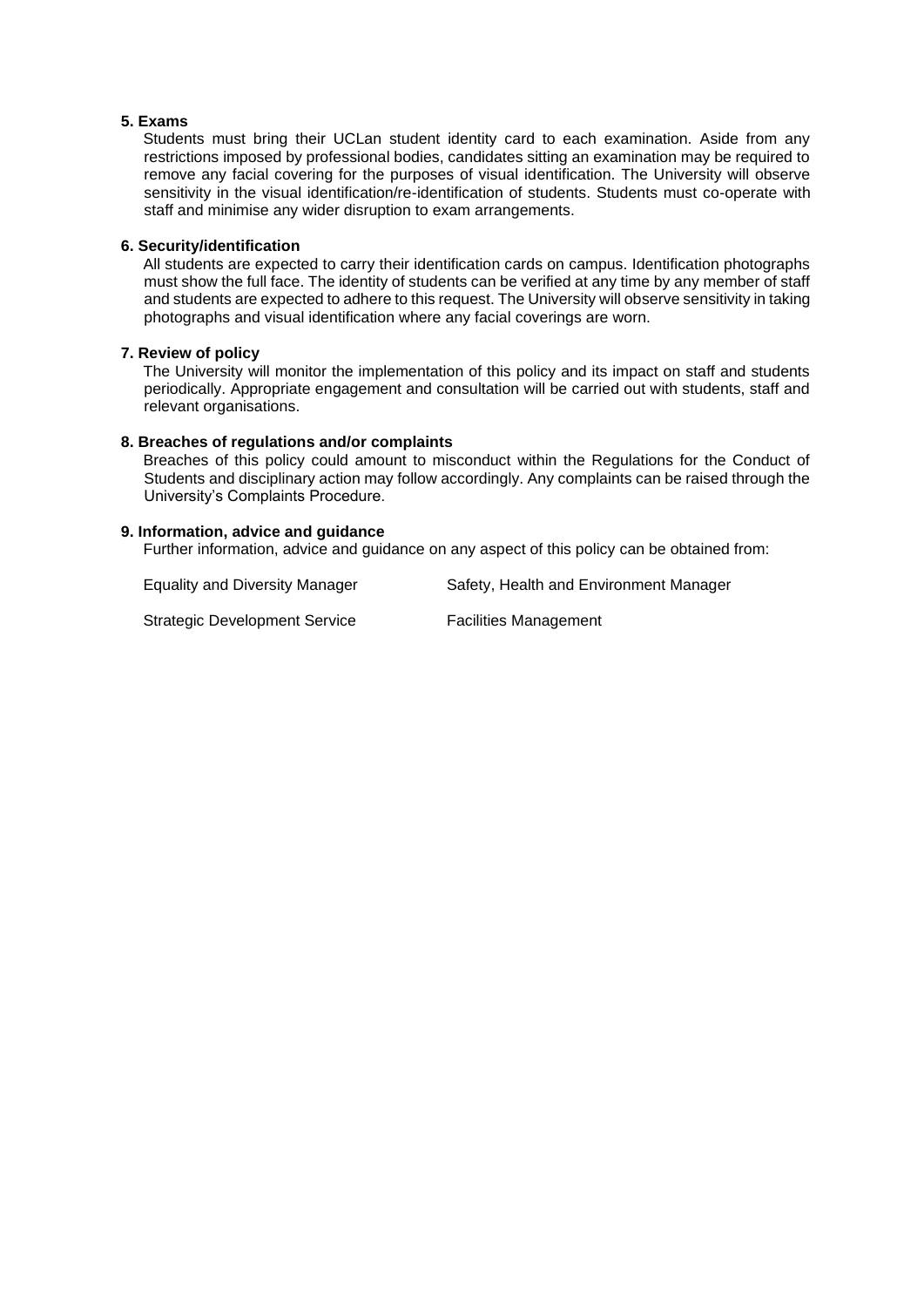**5. Exams**

Students must bring their UCLan student identity card to each examination. Aside from any restrictions imposed by professional bodies, candidates sitting an examination may be required to remove any facial covering for the purposes of visual identification. The University will observe sensitivity in the visual identification/re-identification of students. Students must co-operate with staff and minimise any wider disruption to exam arrangements.

**6. Security/identification**

All students are expected to carry their identification cards on campus. Identification photographs must show the full face. The identity of students can be verified at any time by any member of staff and students are expected to adhere to this request. The University will observe sensitivity in taking photographs and visual identification where any facial coverings are worn.

**7. Review of policy**

The University will monitor the implementation of this policy and its impact on staff and students periodically. Appropriate engagement and consultation will be carried out with students, staff and relevant organisations.

**8. Breaches of regulations and/or complaints**

Breaches of this policy could amount to misconduct within the Regulations for the Conduct of Students and disciplinary action may follow accordingly. Any complaints can be raised through the University's Complaints Procedure.

**9. Information, advice and guidance**

Further information, advice and guidance on any aspect of this policy can be obtained from:

| | |
|---|---|
| Equality and Diversity Manager | Safety, Health and Environment Manager |
| Strategic Development Service | Facilities Management |